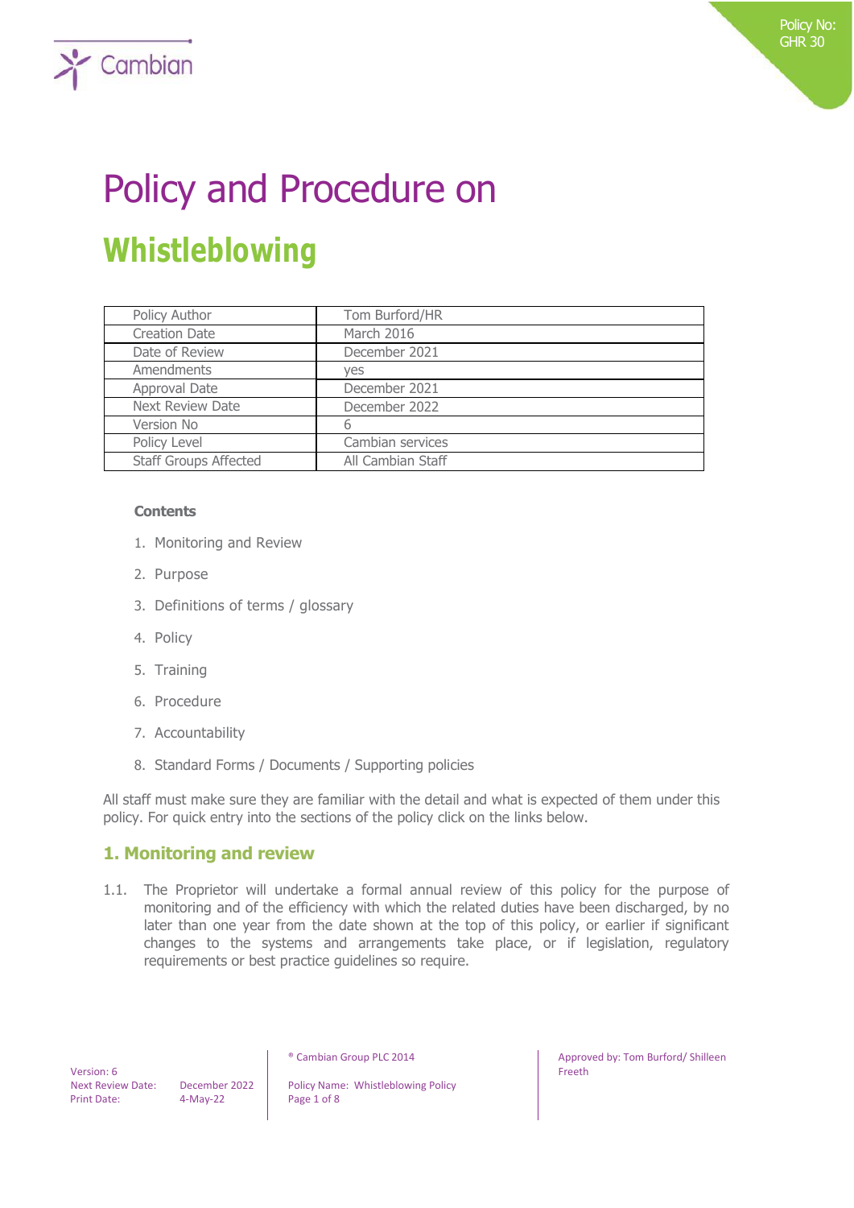Policy No: GHR 30

# Policy and Procedure on

# Whistleblowing

| Policy Author | Tom Burford/HR |
|---|---|
| Creation Date | March 2016 |
| Date of Review | December 2021 |
| Amendments | yes |
| Approval Date | December 2021 |
| Next Review Date | December 2022 |
| Version No | 6 |
| Policy Level | Cambian services |
| Staff Groups Affected | All Cambian Staff |

**Contents**

1. Monitoring and Review
2. Purpose
3. Definitions of terms / glossary
4. Policy
5. Training
6. Procedure
7. Accountability
8. Standard Forms / Documents / Supporting policies

All staff must make sure they are familiar with the detail and what is expected of them under this policy. For quick entry into the sections of the policy click on the links below.

## 1. Monitoring and review

1.1. The Proprietor will undertake a formal annual review of this policy for the purpose of monitoring and of the efficiency with which the related duties have been discharged, by no later than one year from the date shown at the top of this policy, or earlier if significant changes to the systems and arrangements take place, or if legislation, regulatory requirements or best practice guidelines so require.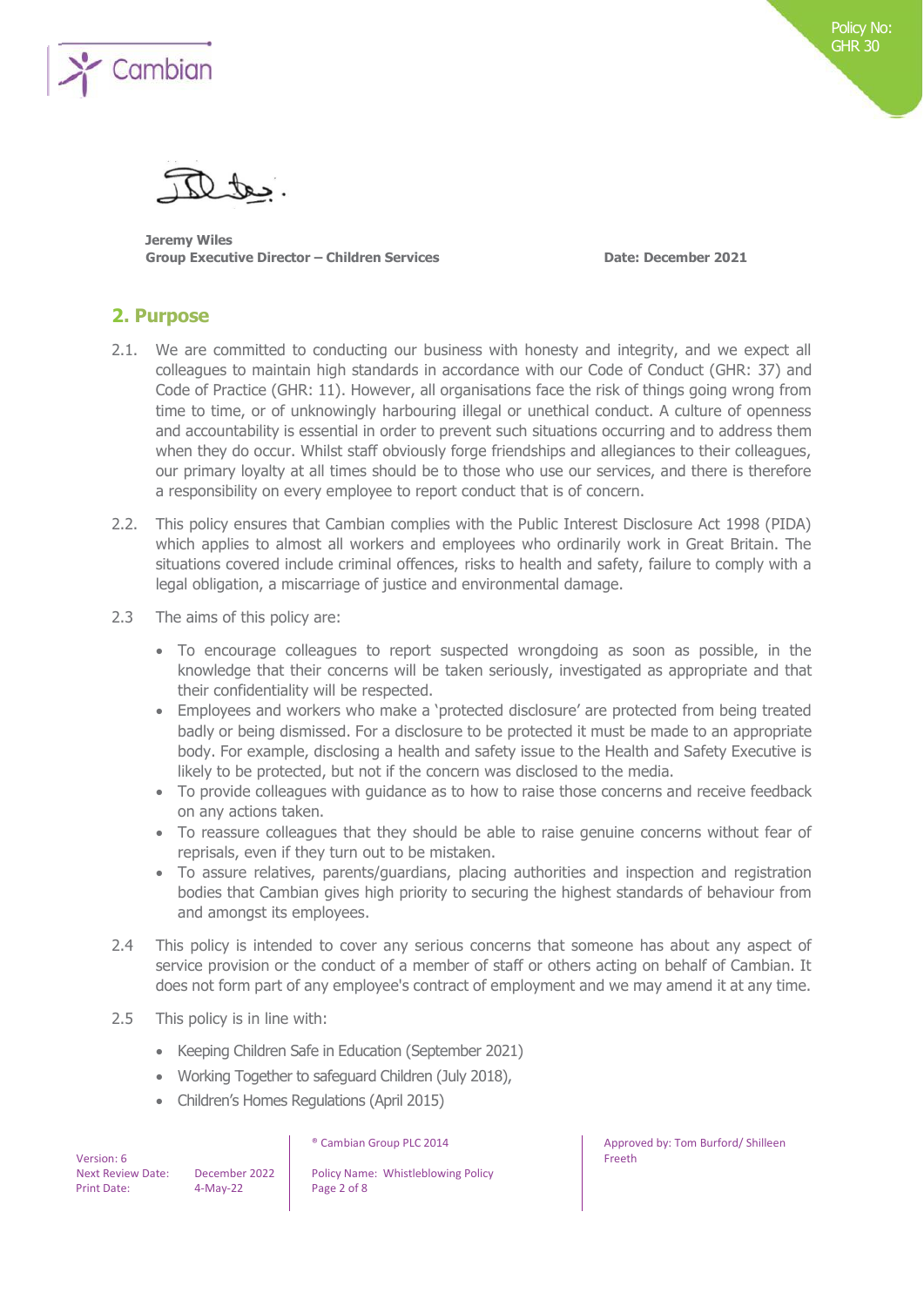**Jeremy Wiles**
**Group Executive Director – Children Services** **Date: December 2021**

## 2. Purpose

2.1. We are committed to conducting our business with honesty and integrity, and we expect all colleagues to maintain high standards in accordance with our Code of Conduct (GHR: 37) and Code of Practice (GHR: 11). However, all organisations face the risk of things going wrong from time to time, or of unknowingly harbouring illegal or unethical conduct. A culture of openness and accountability is essential in order to prevent such situations occurring and to address them when they do occur. Whilst staff obviously forge friendships and allegiances to their colleagues, our primary loyalty at all times should be to those who use our services, and there is therefore a responsibility on every employee to report conduct that is of concern.

2.2. This policy ensures that Cambian complies with the Public Interest Disclosure Act 1998 (PIDA) which applies to almost all workers and employees who ordinarily work in Great Britain. The situations covered include criminal offences, risks to health and safety, failure to comply with a legal obligation, a miscarriage of justice and environmental damage.

2.3 The aims of this policy are:

- To encourage colleagues to report suspected wrongdoing as soon as possible, in the knowledge that their concerns will be taken seriously, investigated as appropriate and that their confidentiality will be respected.
- Employees and workers who make a 'protected disclosure' are protected from being treated badly or being dismissed. For a disclosure to be protected it must be made to an appropriate body. For example, disclosing a health and safety issue to the Health and Safety Executive is likely to be protected, but not if the concern was disclosed to the media.
- To provide colleagues with guidance as to how to raise those concerns and receive feedback on any actions taken.
- To reassure colleagues that they should be able to raise genuine concerns without fear of reprisals, even if they turn out to be mistaken.
- To assure relatives, parents/guardians, placing authorities and inspection and registration bodies that Cambian gives high priority to securing the highest standards of behaviour from and amongst its employees.

2.4 This policy is intended to cover any serious concerns that someone has about any aspect of service provision or the conduct of a member of staff or others acting on behalf of Cambian. It does not form part of any employee's contract of employment and we may amend it at any time.

2.5 This policy is in line with:

- Keeping Children Safe in Education (September 2021)
- Working Together to safeguard Children (July 2018),
- Children's Homes Regulations (April 2015)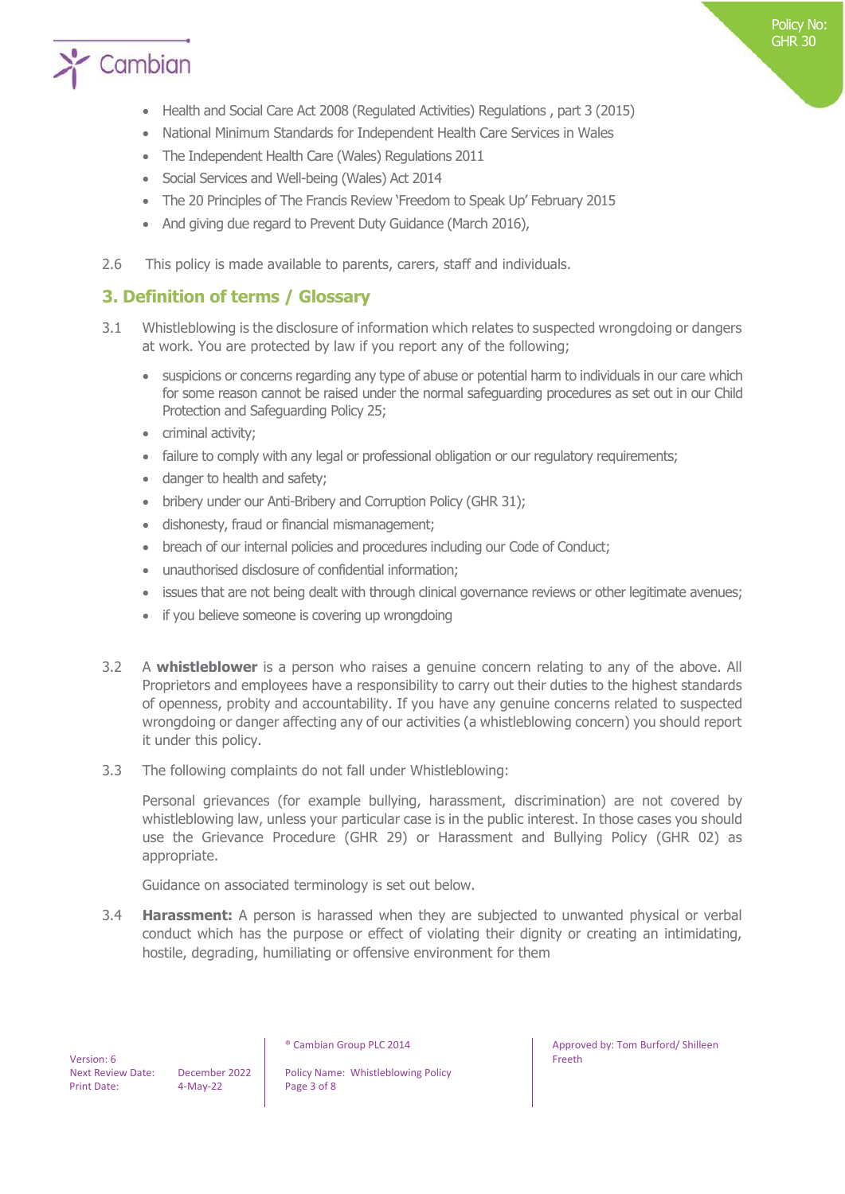- Health and Social Care Act 2008 (Regulated Activities) Regulations , part 3 (2015)
- National Minimum Standards for Independent Health Care Services in Wales
- The Independent Health Care (Wales) Regulations 2011
- Social Services and Well-being (Wales) Act 2014
- The 20 Principles of The Francis Review 'Freedom to Speak Up' February 2015
- And giving due regard to Prevent Duty Guidance (March 2016),

2.6 This policy is made available to parents, carers, staff and individuals.

## 3. Definition of terms / Glossary

3.1 Whistleblowing is the disclosure of information which relates to suspected wrongdoing or dangers at work. You are protected by law if you report any of the following;

- suspicions or concerns regarding any type of abuse or potential harm to individuals in our care which for some reason cannot be raised under the normal safeguarding procedures as set out in our Child Protection and Safeguarding Policy 25;
- criminal activity;
- failure to comply with any legal or professional obligation or our regulatory requirements;
- danger to health and safety;
- bribery under our Anti-Bribery and Corruption Policy (GHR 31);
- dishonesty, fraud or financial mismanagement;
- breach of our internal policies and procedures including our Code of Conduct;
- unauthorised disclosure of confidential information;
- issues that are not being dealt with through clinical governance reviews or other legitimate avenues;
- if you believe someone is covering up wrongdoing

3.2 A **whistleblower** is a person who raises a genuine concern relating to any of the above. All Proprietors and employees have a responsibility to carry out their duties to the highest standards of openness, probity and accountability. If you have any genuine concerns related to suspected wrongdoing or danger affecting any of our activities (a whistleblowing concern) you should report it under this policy.

3.3 The following complaints do not fall under Whistleblowing:

Personal grievances (for example bullying, harassment, discrimination) are not covered by whistleblowing law, unless your particular case is in the public interest. In those cases you should use the Grievance Procedure (GHR 29) or Harassment and Bullying Policy (GHR 02) as appropriate.

Guidance on associated terminology is set out below.

3.4 **Harassment:** A person is harassed when they are subjected to unwanted physical or verbal conduct which has the purpose or effect of violating their dignity or creating an intimidating, hostile, degrading, humiliating or offensive environment for them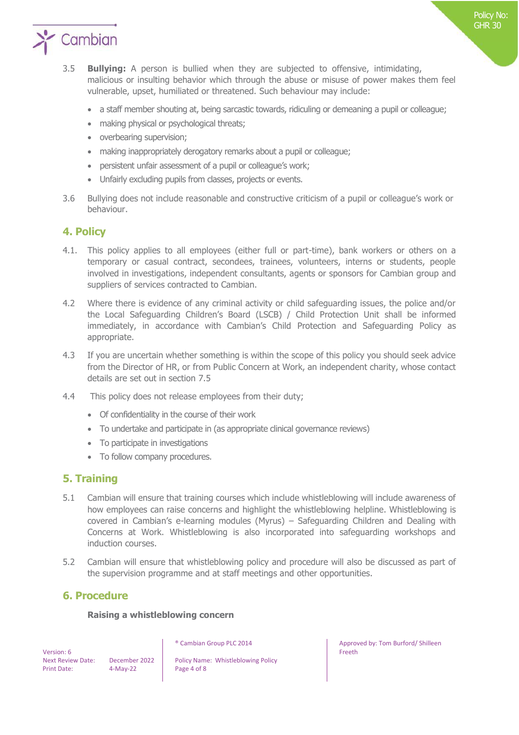3.5 **Bullying:** A person is bullied when they are subjected to offensive, intimidating, malicious or insulting behavior which through the abuse or misuse of power makes them feel vulnerable, upset, humiliated or threatened. Such behaviour may include:

- a staff member shouting at, being sarcastic towards, ridiculing or demeaning a pupil or colleague;
- making physical or psychological threats;
- overbearing supervision;
- making inappropriately derogatory remarks about a pupil or colleague;
- persistent unfair assessment of a pupil or colleague's work;
- Unfairly excluding pupils from classes, projects or events.

3.6 Bullying does not include reasonable and constructive criticism of a pupil or colleague's work or behaviour.

## 4. Policy

4.1. This policy applies to all employees (either full or part-time), bank workers or others on a temporary or casual contract, secondees, trainees, volunteers, interns or students, people involved in investigations, independent consultants, agents or sponsors for Cambian group and suppliers of services contracted to Cambian.

4.2 Where there is evidence of any criminal activity or child safeguarding issues, the police and/or the Local Safeguarding Children's Board (LSCB) / Child Protection Unit shall be informed immediately, in accordance with Cambian's Child Protection and Safeguarding Policy as appropriate.

4.3 If you are uncertain whether something is within the scope of this policy you should seek advice from the Director of HR, or from Public Concern at Work, an independent charity, whose contact details are set out in section 7.5

4.4 This policy does not release employees from their duty;

- Of confidentiality in the course of their work
- To undertake and participate in (as appropriate clinical governance reviews)
- To participate in investigations
- To follow company procedures.

## 5. Training

5.1 Cambian will ensure that training courses which include whistleblowing will include awareness of how employees can raise concerns and highlight the whistleblowing helpline. Whistleblowing is covered in Cambian's e-learning modules (Myrus) – Safeguarding Children and Dealing with Concerns at Work. Whistleblowing is also incorporated into safeguarding workshops and induction courses.

5.2 Cambian will ensure that whistleblowing policy and procedure will also be discussed as part of the supervision programme and at staff meetings and other opportunities.

## 6. Procedure

**Raising a whistleblowing concern**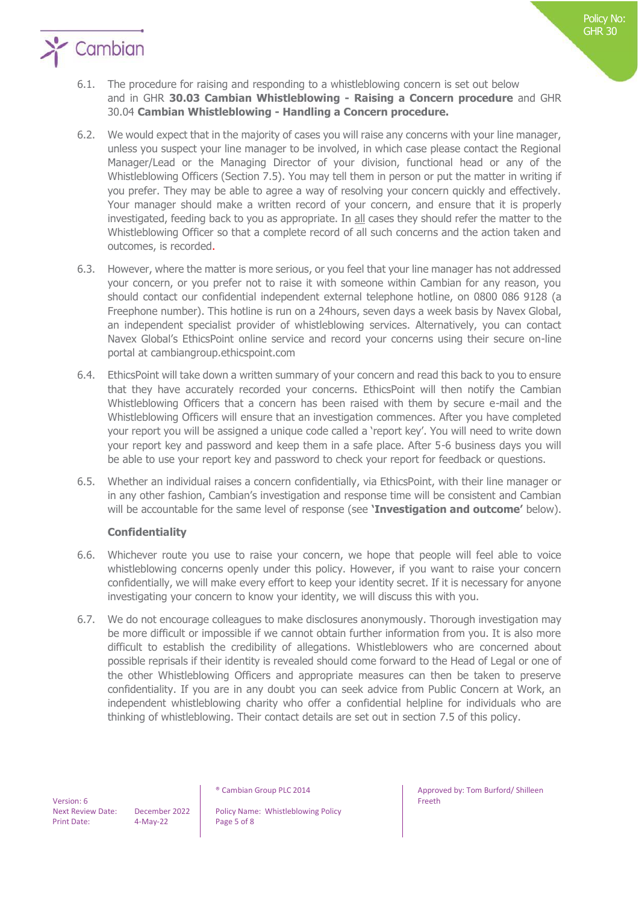6.1. The procedure for raising and responding to a whistleblowing concern is set out below and in GHR **30.03 Cambian Whistleblowing - Raising a Concern procedure** and GHR 30.04 **Cambian Whistleblowing - Handling a Concern procedure.**

6.2. We would expect that in the majority of cases you will raise any concerns with your line manager, unless you suspect your line manager to be involved, in which case please contact the Regional Manager/Lead or the Managing Director of your division, functional head or any of the Whistleblowing Officers (Section 7.5). You may tell them in person or put the matter in writing if you prefer. They may be able to agree a way of resolving your concern quickly and effectively. Your manager should make a written record of your concern, and ensure that it is properly investigated, feeding back to you as appropriate. In all cases they should refer the matter to the Whistleblowing Officer so that a complete record of all such concerns and the action taken and outcomes, is recorded.

6.3. However, where the matter is more serious, or you feel that your line manager has not addressed your concern, or you prefer not to raise it with someone within Cambian for any reason, you should contact our confidential independent external telephone hotline, on 0800 086 9128 (a Freephone number). This hotline is run on a 24hours, seven days a week basis by Navex Global, an independent specialist provider of whistleblowing services. Alternatively, you can contact Navex Global's EthicsPoint online service and record your concerns using their secure on-line portal at cambiangroup.ethicspoint.com

6.4. EthicsPoint will take down a written summary of your concern and read this back to you to ensure that they have accurately recorded your concerns. EthicsPoint will then notify the Cambian Whistleblowing Officers that a concern has been raised with them by secure e-mail and the Whistleblowing Officers will ensure that an investigation commences. After you have completed your report you will be assigned a unique code called a 'report key'. You will need to write down your report key and password and keep them in a safe place. After 5-6 business days you will be able to use your report key and password to check your report for feedback or questions.

6.5. Whether an individual raises a concern confidentially, via EthicsPoint, with their line manager or in any other fashion, Cambian's investigation and response time will be consistent and Cambian will be accountable for the same level of response (see **'Investigation and outcome'** below).

**Confidentiality**

6.6. Whichever route you use to raise your concern, we hope that people will feel able to voice whistleblowing concerns openly under this policy. However, if you want to raise your concern confidentially, we will make every effort to keep your identity secret. If it is necessary for anyone investigating your concern to know your identity, we will discuss this with you.

6.7. We do not encourage colleagues to make disclosures anonymously. Thorough investigation may be more difficult or impossible if we cannot obtain further information from you. It is also more difficult to establish the credibility of allegations. Whistleblowers who are concerned about possible reprisals if their identity is revealed should come forward to the Head of Legal or one of the other Whistleblowing Officers and appropriate measures can then be taken to preserve confidentiality. If you are in any doubt you can seek advice from Public Concern at Work, an independent whistleblowing charity who offer a confidential helpline for individuals who are thinking of whistleblowing. Their contact details are set out in section 7.5 of this policy.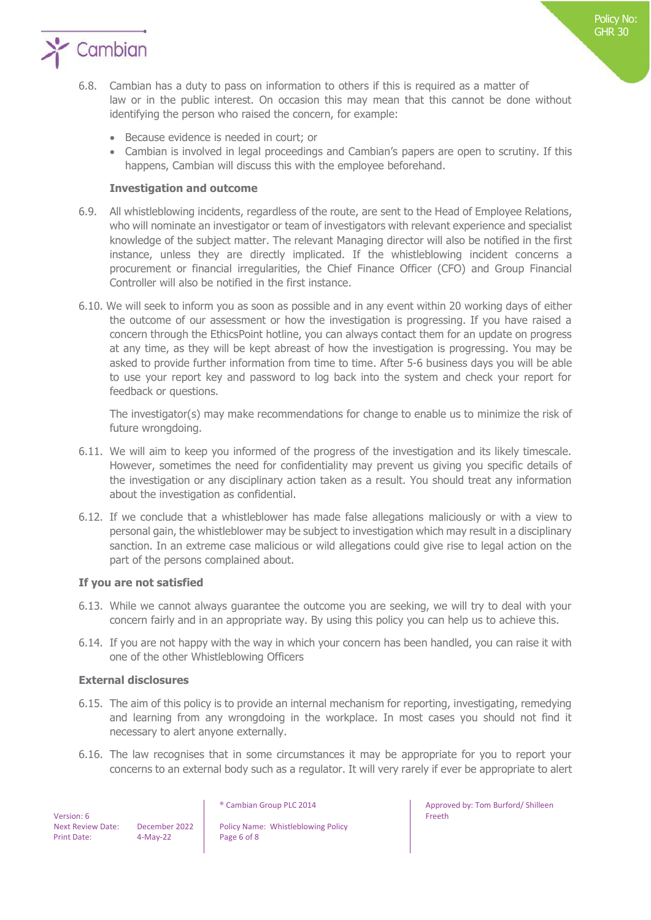6.8. Cambian has a duty to pass on information to others if this is required as a matter of law or in the public interest. On occasion this may mean that this cannot be done without identifying the person who raised the concern, for example:

- Because evidence is needed in court; or
- Cambian is involved in legal proceedings and Cambian's papers are open to scrutiny. If this happens, Cambian will discuss this with the employee beforehand.

**Investigation and outcome**

6.9. All whistleblowing incidents, regardless of the route, are sent to the Head of Employee Relations, who will nominate an investigator or team of investigators with relevant experience and specialist knowledge of the subject matter. The relevant Managing director will also be notified in the first instance, unless they are directly implicated. If the whistleblowing incident concerns a procurement or financial irregularities, the Chief Finance Officer (CFO) and Group Financial Controller will also be notified in the first instance.

6.10. We will seek to inform you as soon as possible and in any event within 20 working days of either the outcome of our assessment or how the investigation is progressing. If you have raised a concern through the EthicsPoint hotline, you can always contact them for an update on progress at any time, as they will be kept abreast of how the investigation is progressing. You may be asked to provide further information from time to time. After 5-6 business days you will be able to use your report key and password to log back into the system and check your report for feedback or questions.

The investigator(s) may make recommendations for change to enable us to minimize the risk of future wrongdoing.

6.11. We will aim to keep you informed of the progress of the investigation and its likely timescale. However, sometimes the need for confidentiality may prevent us giving you specific details of the investigation or any disciplinary action taken as a result. You should treat any information about the investigation as confidential.

6.12. If we conclude that a whistleblower has made false allegations maliciously or with a view to personal gain, the whistleblower may be subject to investigation which may result in a disciplinary sanction. In an extreme case malicious or wild allegations could give rise to legal action on the part of the persons complained about.

**If you are not satisfied**

6.13. While we cannot always guarantee the outcome you are seeking, we will try to deal with your concern fairly and in an appropriate way. By using this policy you can help us to achieve this.

6.14. If you are not happy with the way in which your concern has been handled, you can raise it with one of the other Whistleblowing Officers

**External disclosures**

6.15. The aim of this policy is to provide an internal mechanism for reporting, investigating, remedying and learning from any wrongdoing in the workplace. In most cases you should not find it necessary to alert anyone externally.

6.16. The law recognises that in some circumstances it may be appropriate for you to report your concerns to an external body such as a regulator. It will very rarely if ever be appropriate to alert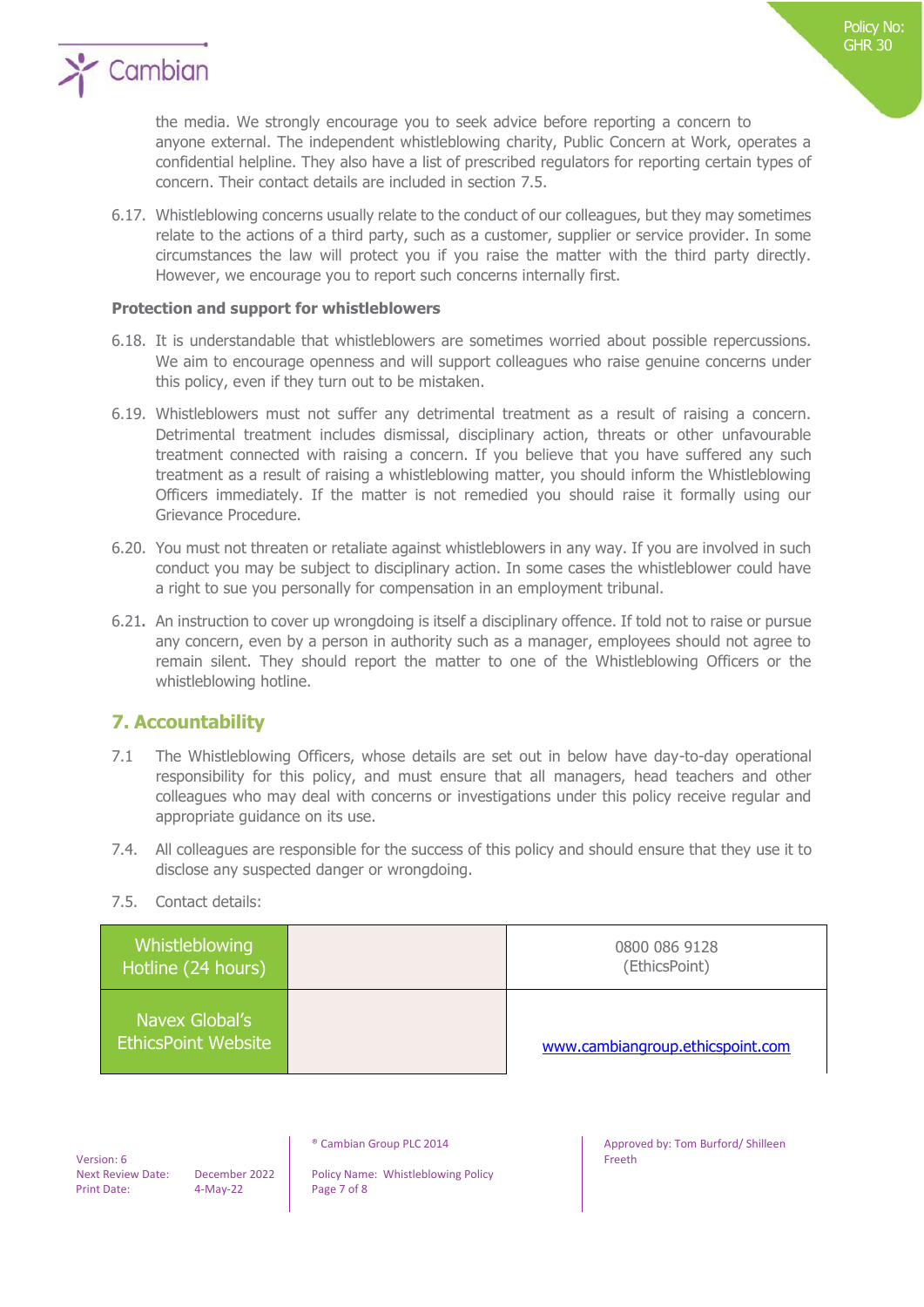the media. We strongly encourage you to seek advice before reporting a concern to anyone external. The independent whistleblowing charity, Public Concern at Work, operates a confidential helpline. They also have a list of prescribed regulators for reporting certain types of concern. Their contact details are included in section 7.5.

6.17. Whistleblowing concerns usually relate to the conduct of our colleagues, but they may sometimes relate to the actions of a third party, such as a customer, supplier or service provider. In some circumstances the law will protect you if you raise the matter with the third party directly. However, we encourage you to report such concerns internally first.

**Protection and support for whistleblowers**

6.18. It is understandable that whistleblowers are sometimes worried about possible repercussions. We aim to encourage openness and will support colleagues who raise genuine concerns under this policy, even if they turn out to be mistaken.

6.19. Whistleblowers must not suffer any detrimental treatment as a result of raising a concern. Detrimental treatment includes dismissal, disciplinary action, threats or other unfavourable treatment connected with raising a concern. If you believe that you have suffered any such treatment as a result of raising a whistleblowing matter, you should inform the Whistleblowing Officers immediately. If the matter is not remedied you should raise it formally using our Grievance Procedure.

6.20. You must not threaten or retaliate against whistleblowers in any way. If you are involved in such conduct you may be subject to disciplinary action. In some cases the whistleblower could have a right to sue you personally for compensation in an employment tribunal.

6.21. An instruction to cover up wrongdoing is itself a disciplinary offence. If told not to raise or pursue any concern, even by a person in authority such as a manager, employees should not agree to remain silent. They should report the matter to one of the Whistleblowing Officers or the whistleblowing hotline.

## 7. Accountability

7.1 The Whistleblowing Officers, whose details are set out in below have day-to-day operational responsibility for this policy, and must ensure that all managers, head teachers and other colleagues who may deal with concerns or investigations under this policy receive regular and appropriate guidance on its use.

7.4. All colleagues are responsible for the success of this policy and should ensure that they use it to disclose any suspected danger or wrongdoing.

7.5. Contact details:

| | | |
|---|---|---|
| Whistleblowing Hotline (24 hours) | | 0800 086 9128 (EthicsPoint) |
| Navex Global's EthicsPoint Website | | www.cambiangroup.ethicspoint.com |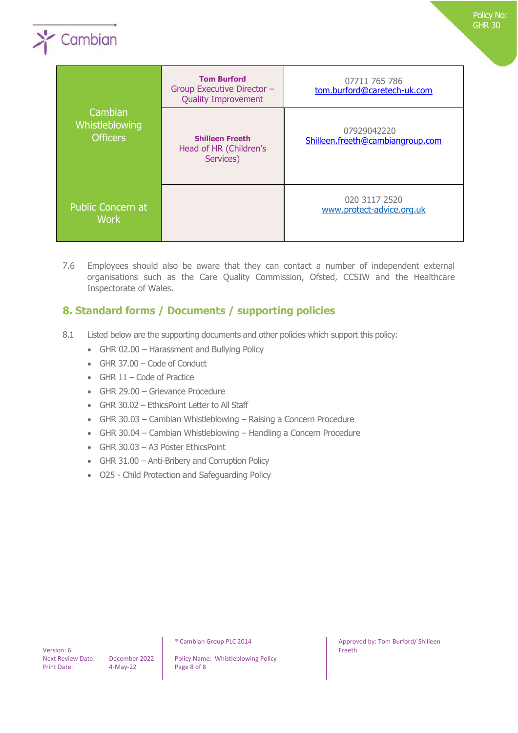| | | |
|---|---|---|
| Cambian Whistleblowing Officers | **Tom Burford** Group Executive Director – Quality Improvement | 07711 765 786 tom.burford@caretech-uk.com |
| | **Shilleen Freeth** Head of HR (Children's Services) | 07929042220 Shilleen.freeth@cambiangroup.com |
| Public Concern at Work | | 020 3117 2520 www.protect-advice.org.uk |

7.6 Employees should also be aware that they can contact a number of independent external organisations such as the Care Quality Commission, Ofsted, CCSIW and the Healthcare Inspectorate of Wales.

## 8. Standard forms / Documents / supporting policies

8.1 Listed below are the supporting documents and other policies which support this policy:

- GHR 02.00 – Harassment and Bullying Policy
- GHR 37.00 – Code of Conduct
- GHR 11 – Code of Practice
- GHR 29.00 – Grievance Procedure
- GHR 30.02 – EthicsPoint Letter to All Staff
- GHR 30.03 – Cambian Whistleblowing – Raising a Concern Procedure
- GHR 30.04 – Cambian Whistleblowing – Handling a Concern Procedure
- GHR 30.03 – A3 Poster EthicsPoint
- GHR 31.00 – Anti-Bribery and Corruption Policy
- O25 - Child Protection and Safeguarding Policy